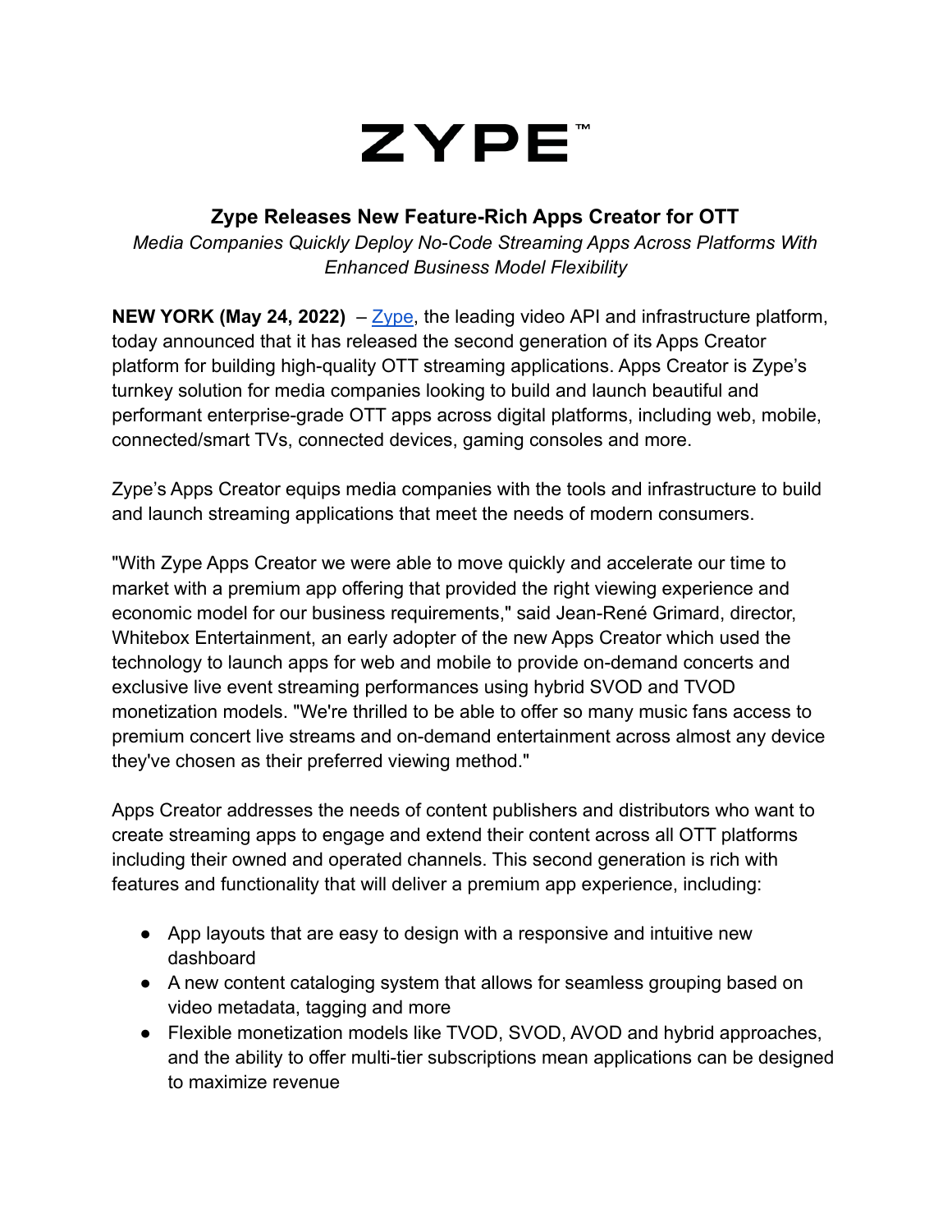# ZYPE™

## Zype Releases New Feature-Rich Apps Creator for OTT

*Media Companies Quickly Deploy No-Code Streaming Apps Across Platforms With Enhanced Business Model Flexibility*

**NEW YORK (May 24, 2022)** – [Zype](), the leading video API and infrastructure platform, today announced that it has released the second generation of its Apps Creator platform for building high-quality OTT streaming applications. Apps Creator is Zype's turnkey solution for media companies looking to build and launch beautiful and performant enterprise-grade OTT apps across digital platforms, including web, mobile, connected/smart TVs, connected devices, gaming consoles and more.

Zype's Apps Creator equips media companies with the tools and infrastructure to build and launch streaming applications that meet the needs of modern consumers.

"With Zype Apps Creator we were able to move quickly and accelerate our time to market with a premium app offering that provided the right viewing experience and economic model for our business requirements," said Jean-René Grimard, director, Whitebox Entertainment, an early adopter of the new Apps Creator which used the technology to launch apps for web and mobile to provide on-demand concerts and exclusive live event streaming performances using hybrid SVOD and TVOD monetization models. "We're thrilled to be able to offer so many music fans access to premium concert live streams and on-demand entertainment across almost any device they've chosen as their preferred viewing method."

Apps Creator addresses the needs of content publishers and distributors who want to create streaming apps to engage and extend their content across all OTT platforms including their owned and operated channels. This second generation is rich with features and functionality that will deliver a premium app experience, including:

- App layouts that are easy to design with a responsive and intuitive new dashboard
- A new content cataloging system that allows for seamless grouping based on video metadata, tagging and more
- Flexible monetization models like TVOD, SVOD, AVOD and hybrid approaches, and the ability to offer multi-tier subscriptions mean applications can be designed to maximize revenue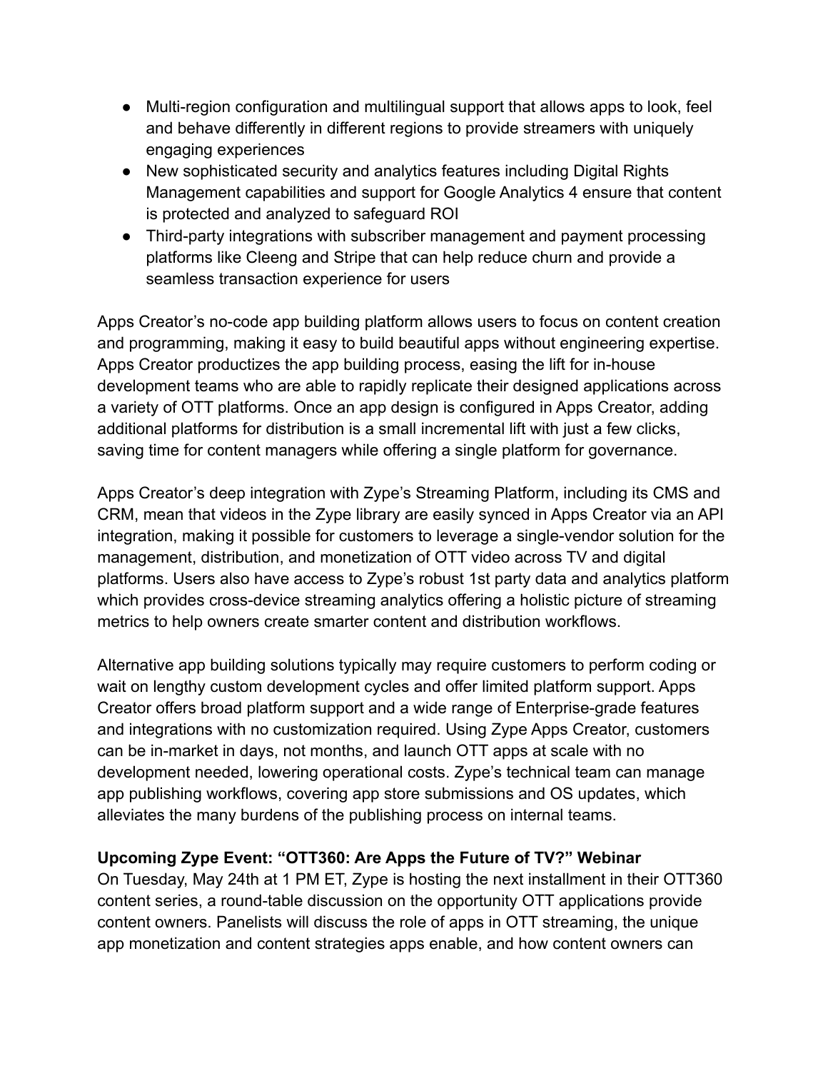- Multi-region configuration and multilingual support that allows apps to look, feel and behave differently in different regions to provide streamers with uniquely engaging experiences
- New sophisticated security and analytics features including Digital Rights Management capabilities and support for Google Analytics 4 ensure that content is protected and analyzed to safeguard ROI
- Third-party integrations with subscriber management and payment processing platforms like Cleeng and Stripe that can help reduce churn and provide a seamless transaction experience for users

Apps Creator's no-code app building platform allows users to focus on content creation and programming, making it easy to build beautiful apps without engineering expertise. Apps Creator productizes the app building process, easing the lift for in-house development teams who are able to rapidly replicate their designed applications across a variety of OTT platforms. Once an app design is configured in Apps Creator, adding additional platforms for distribution is a small incremental lift with just a few clicks, saving time for content managers while offering a single platform for governance.

Apps Creator's deep integration with Zype's Streaming Platform, including its CMS and CRM, mean that videos in the Zype library are easily synced in Apps Creator via an API integration, making it possible for customers to leverage a single-vendor solution for the management, distribution, and monetization of OTT video across TV and digital platforms. Users also have access to Zype's robust 1st party data and analytics platform which provides cross-device streaming analytics offering a holistic picture of streaming metrics to help owners create smarter content and distribution workflows.

Alternative app building solutions typically may require customers to perform coding or wait on lengthy custom development cycles and offer limited platform support. Apps Creator offers broad platform support and a wide range of Enterprise-grade features and integrations with no customization required. Using Zype Apps Creator, customers can be in-market in days, not months, and launch OTT apps at scale with no development needed, lowering operational costs. Zype's technical team can manage app publishing workflows, covering app store submissions and OS updates, which alleviates the many burdens of the publishing process on internal teams.

**Upcoming Zype Event: "OTT360: Are Apps the Future of TV?" Webinar**
On Tuesday, May 24th at 1 PM ET, Zype is hosting the next installment in their OTT360 content series, a round-table discussion on the opportunity OTT applications provide content owners. Panelists will discuss the role of apps in OTT streaming, the unique app monetization and content strategies apps enable, and how content owners can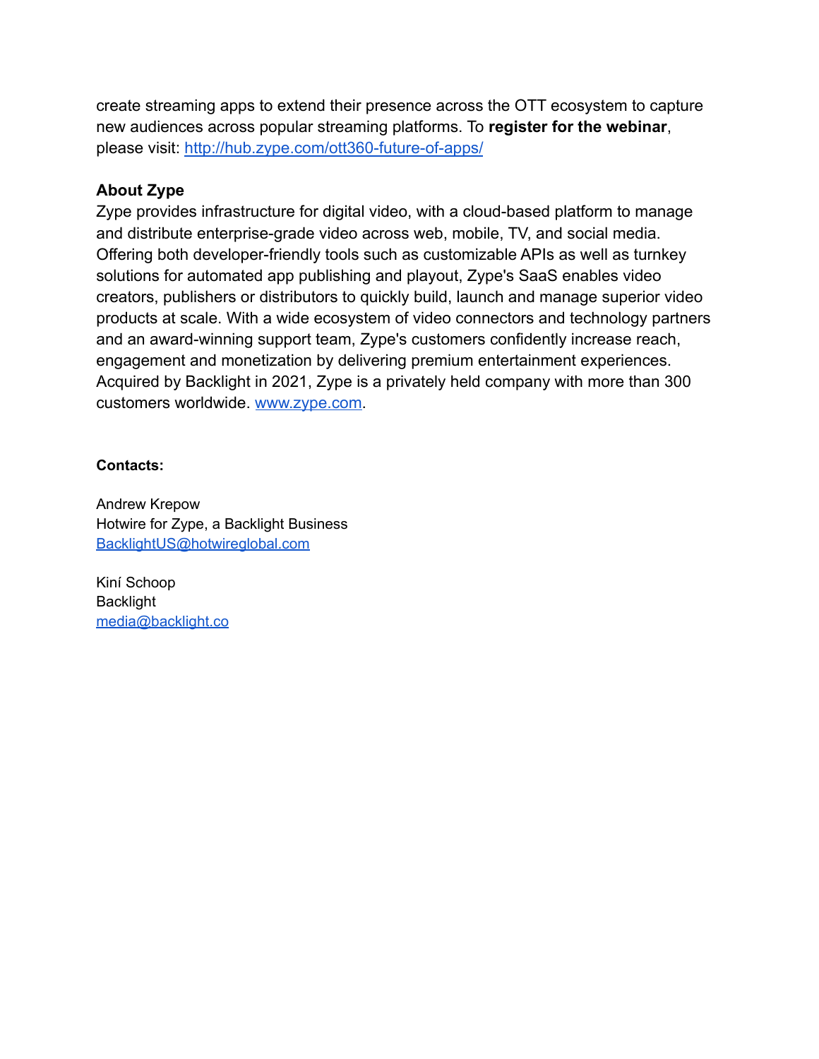create streaming apps to extend their presence across the OTT ecosystem to capture new audiences across popular streaming platforms. To **register for the webinar**, please visit: http://hub.zype.com/ott360-future-of-apps/

**About Zype**

Zype provides infrastructure for digital video, with a cloud-based platform to manage and distribute enterprise-grade video across web, mobile, TV, and social media. Offering both developer-friendly tools such as customizable APIs as well as turnkey solutions for automated app publishing and playout, Zype's SaaS enables video creators, publishers or distributors to quickly build, launch and manage superior video products at scale. With a wide ecosystem of video connectors and technology partners and an award-winning support team, Zype's customers confidently increase reach, engagement and monetization by delivering premium entertainment experiences. Acquired by Backlight in 2021, Zype is a privately held company with more than 300 customers worldwide. www.zype.com.

**Contacts:**

Andrew Krepow
Hotwire for Zype, a Backlight Business
BacklightUS@hotwireglobal.com

Kiní Schoop
Backlight
media@backlight.co